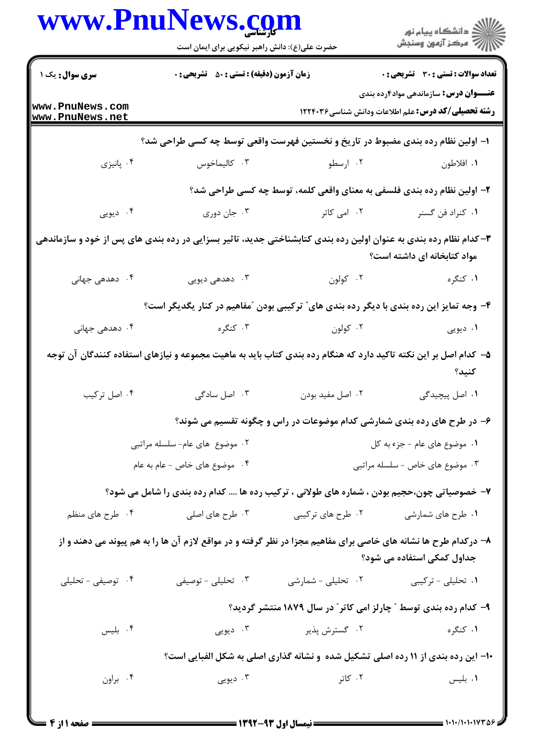**سری سوال:** یک ۱

**زمان آزمون (دقیقه) : تستی : ۵۰ تشریحی : ۰**

**تعداد سوالات : تستی : ۳۰ تشریحی : ۰**

**عنوان درس:** سازماندهی مواد۴رده بندی

**رشته تحصیلی/کد درس:** علم اطلاعات ودانش شناسی۱۲۲۴۰۳۶

۱- اولین نظام رده بندی مضبوط در تاریخ و نخستین فهرست واقعی توسط چه کسی طراحی شد؟

۱. افلاطون ۲. ارسطو ۳. کالیماخوس ۴. پانیزی

۲- اولین نظام رده بندی فلسفی به معنای واقعی کلمه، توسط چه کسی طراحی شد؟

۱. کنراد فن گسنر ۲. امی کاتر ۳. جان دوری ۴. دیویی

۳- کدام نظام رده بندی به عنوان اولین رده بندی کتابشناختی جدید، تاثیر بسزایی در رده بندی های پس از خود و سازماندهی مواد کتابخانه ای داشته است؟

۱. کنگره ۲. کولون ۳. دهدهی دیویی ۴. دهدهی جهانی

۴- وجه تمایز این رده بندی با دیگر رده بندی های" ترکیبی بودن "مفاهیم در کنار یکدیگر است؟

۱. دیویی ۲. کولون ۳. کنگره ۴. دهدهی جهانی

۵- کدام اصل بر این نکته تاکید دارد که هنگام رده بندی کتاب باید به ماهیت مجموعه و نیازهای استفاده کنندگان آن توجه کنید؟

۱. اصل پیچیدگی ۲. اصل مفید بودن ۳. اصل سادگی ۴. اصل ترکیب

۶- در طرح های رده بندی شمارشی کدام موضوعات در راس و چگونه تقسیم می شوند؟

۱. موضوع های عام - جزء به کل ۲. موضوع های عام- سلسله مراتبی ۳. موضوع های خاص - سلسله مراتبی ۴. موضوع های خاص - عام به عام

۷- خصوصیاتی چون،حجیم بودن ، شماره های طولانی ، ترکیب رده ها .... کدام رده بندی را شامل می شود؟

۱. طرح های شمارشی ۲. طرح های ترکیبی ۳. طرح های اصلی ۴. طرح های منظم

۸- درکدام طرح ها نشانه های خاصی برای مفاهیم مجزا در نظر گرفته و در مواقع لازم آن ها را به هم پیوند می دهند و از جداول کمکی استفاده می شود؟

۱. تحلیلی - ترکیبی ۲. تحلیلی - شمارشی ۳. تحلیلی - توصیفی ۴. توصیفی - تحلیلی

۹- کدام رده بندی توسط " چارلز امی کاتر" در سال ۱۸۷۹ منتشر گردید؟

۱. کنگره ۲. گسترش پذیر ۳. دیویی ۴. بلیس

۱۰- این رده بندی از ۱۱ رده اصلی تشکیل شده و نشانه گذاری اصلی به شکل الفبایی است؟

۱. بلیس ۲. کاتر ۳. دیویی ۴. براون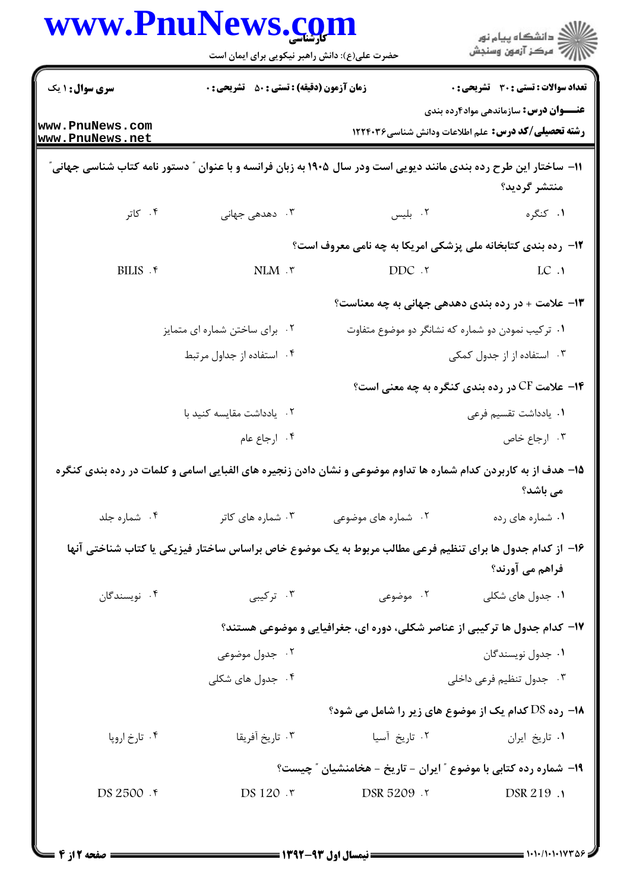**سری سوال:** ۱ یک | **زمان آزمون (دقیقه) : تستی :** ۵۰ **تشریحی :** ۰ | **تعداد سوالات : تستی :** ۳۰ **تشریحی :** ۰

**عنـــوان درس:** سازماندهی مواد۴رده بندی

**رشته تحصیلی/کد درس:** علم اطلاعات ودانش شناسی۱۲۲۴۰۳۶

۱۱- ساختار این طرح رده بندی مانند دیویی است ودر سال ۱۹۰۵ به زبان فرانسه و با عنوان " دستور نامه کتاب شناسی جهانی" منتشر گردید؟

۱. کنگره
۲. بلیس
۳. دهدهی جهانی
۴. کاتر

۱۲- رده بندی کتابخانه ملی پزشکی امریکا به چه نامی معروف است؟

۱. LC
۲. DDC
۳. NLM
۴. BILIS

۱۳- علامت + در رده بندی دهدهی جهانی به چه معناست؟

۱. ترکیب نمودن دو شماره که نشانگر دو موضوع متفاوت
۲. برای ساختن شماره ای متمایز
۳. استفاده از جدول کمکی
۴. استفاده از جداول مرتبط

۱۴- علامت CF در رده بندی کنگره به چه معنی است؟

۱. یادداشت تقسیم فرعی
۲. یادداشت مقایسه کنید با
۳. ارجاع خاص
۴. ارجاع عام

۱۵- هدف از به کاربردن کدام شماره ها تداوم موضوعی و نشان دادن زنجیره های الفبایی اسامی و کلمات در رده بندی کنگره می باشد؟

۱. شماره های رده
۲. شماره های موضوعی
۳. شماره های کاتر
۴. شماره جلد

۱۶- از کدام جدول ها برای تنظیم فرعی مطالب مربوط به یک موضوع خاص براساس ساختار فیزیکی یا کتاب شناختی آنها فراهم می آورند؟

۱. جدول های شکلی
۲. موضوعی
۳. ترکیبی
۴. نویسندگان

۱۷- کدام جدول ها ترکیبی از عناصر شکلی، دوره ای، جغرافیایی و موضوعی هستند؟

۱. جدول نویسندگان
۲. جدول موضوعی
۳. جدول تنظیم فرعی داخلی
۴. جدول های شکلی

۱۸- رده DS کدام یک از موضوع های زیر را شامل می شود؟

۱. تاریخ ایران
۲. تاریخ آسیا
۳. تاریخ آفریقا
۴. تارخ اروپا

۱۹- شماره رده کتابی با موضوع " ایران - تاریخ - هخامنشیان " چیست؟

۱. DSR 219
۲. DSR 5209
۳. DS 120
۴. DS 2500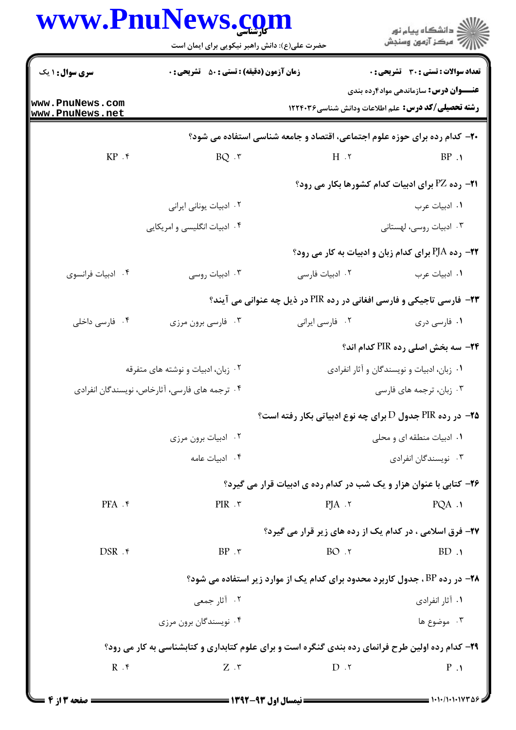| سری سوال: ۱ یک | زمان آزمون (دقیقه) : تستی : ۵۰ تشریحی : ۰ | تعداد سوالات : تستی : ۳۰ تشریحی : ۰ |
|---|---|---|

**عنـــوان درس:** سازماندهی مواد۴رده بندی

**رشته تحصیلی/کد درس:** علم اطلاعات ودانش شناسی۱۲۲۴۰۳۶

**۲۰- کدام رده برای حوزه علوم اجتماعی، اقتصاد و جامعه شناسی استفاده می شود؟**

۱. BP
۲. H
۳. BQ
۴. KP

**۲۱- رده PZ برای ادبیات کدام کشورها بکار می رود؟**

۱. ادبیات عرب
۲. ادبیات یونانی ایرانی
۳. ادبیات روسی، لهستانی
۴. ادبیات انگلیسی و امریکایی

**۲۲- رده PJA برای کدام زبان و ادبیات به کار می رود؟**

۱. ادبیات عرب
۲. ادبیات فارسی
۳. ادبیات روسی
۴. ادبیات فرانسوی

**۲۳- فارسی تاجیکی و فارسی افغانی در رده PIR در ذیل چه عنوانی می آیند؟**

۱. فارسی دری
۲. فارسی ایرانی
۳. فارسی برون مرزی
۴. فارسی داخلی

**۲۴- سه بخش اصلی رده PIR کدام اند؟**

۱. زبان، ادبیات و نویسندگان و آثار انفرادی
۲. زبان، ادبیات و نوشته های متفرقه
۳. زبان، ترجمه های فارسی
۴. ترجمه های فارسی، آثارخاص، نویسندگان انفرادی

**۲۵- در رده PIR جدول D برای چه نوع ادبیاتی بکار رفته است؟**

۱. ادبیات منطقه ای و محلی
۲. ادبیات برون مرزی
۳. نویسندگان انفرادی
۴. ادبیات عامه

**۲۶- کتابی با عنوان هزار و یک شب در کدام رده ی ادبیات قرار می گیرد؟**

۱. PQA
۲. PJA
۳. PIR
۴. PFA

**۲۷- فرق اسلامی ، در کدام یک از رده های زیر قرار می گیرد؟**

۱. BD
۲. BO
۳. BP
۴. DSR

**۲۸- در رده BP ، جدول کاربرد محدود برای کدام یک از موارد زیر استفاده می شود؟**

۱. آثار انفرادی
۲. آثار جمعی
۳. موضوع ها
۴. نویسندگان برون مرزی

**۲۹- کدام رده اولین طرح فرانمای رده بندی کنگره است و برای علوم کتابداری و کتابشناسی به کار می رود؟**

۱. P
۲. D
۳. Z
۴. R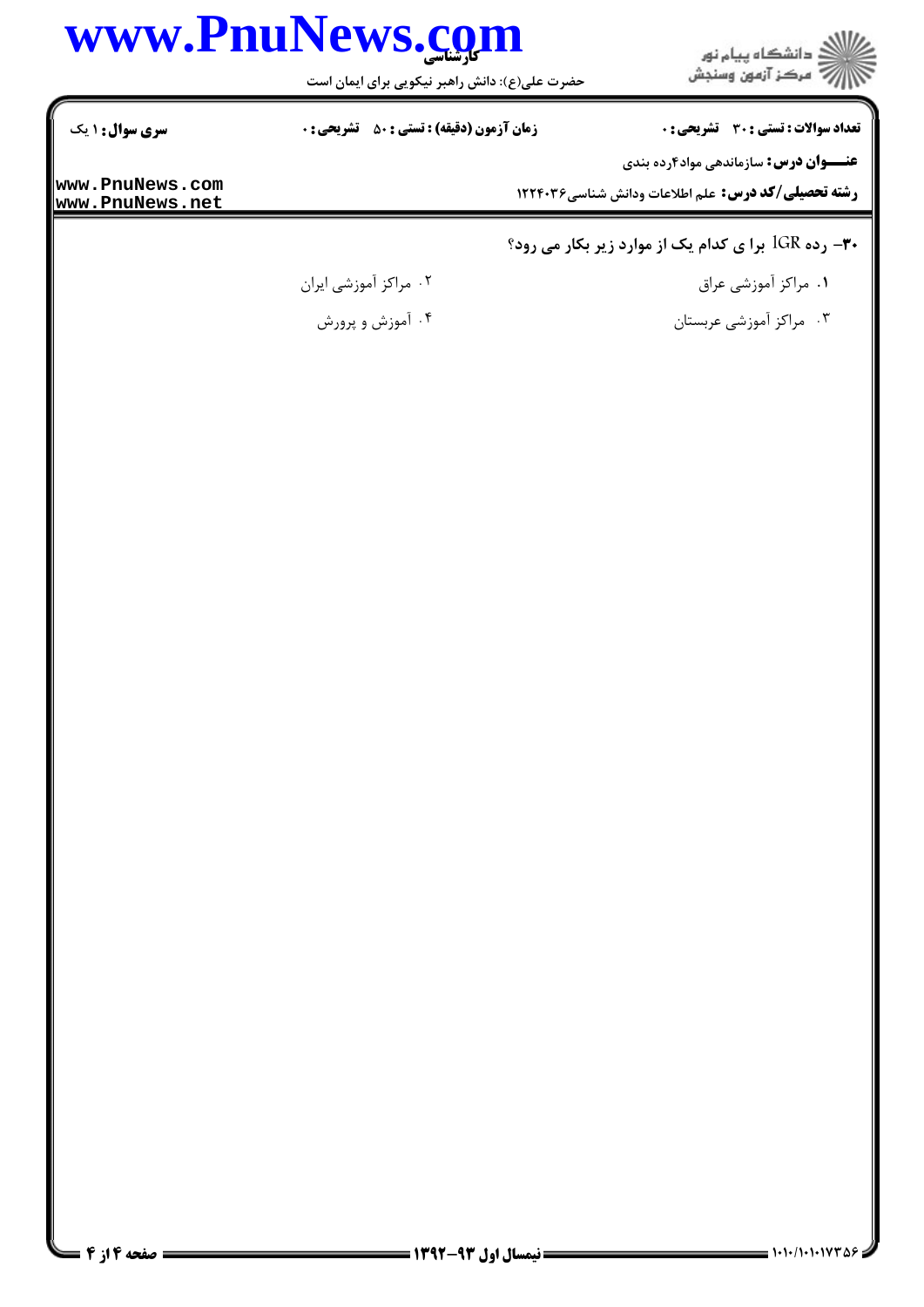**۳۰- رده IGR برا ی کدام یک از موارد زیر بکار می رود؟**

۱. مراکز آموزشی عراق

۲. مراکز آموزشی ایران

۳. مراکز آموزشی عربستان

۴. آموزش و پرورش